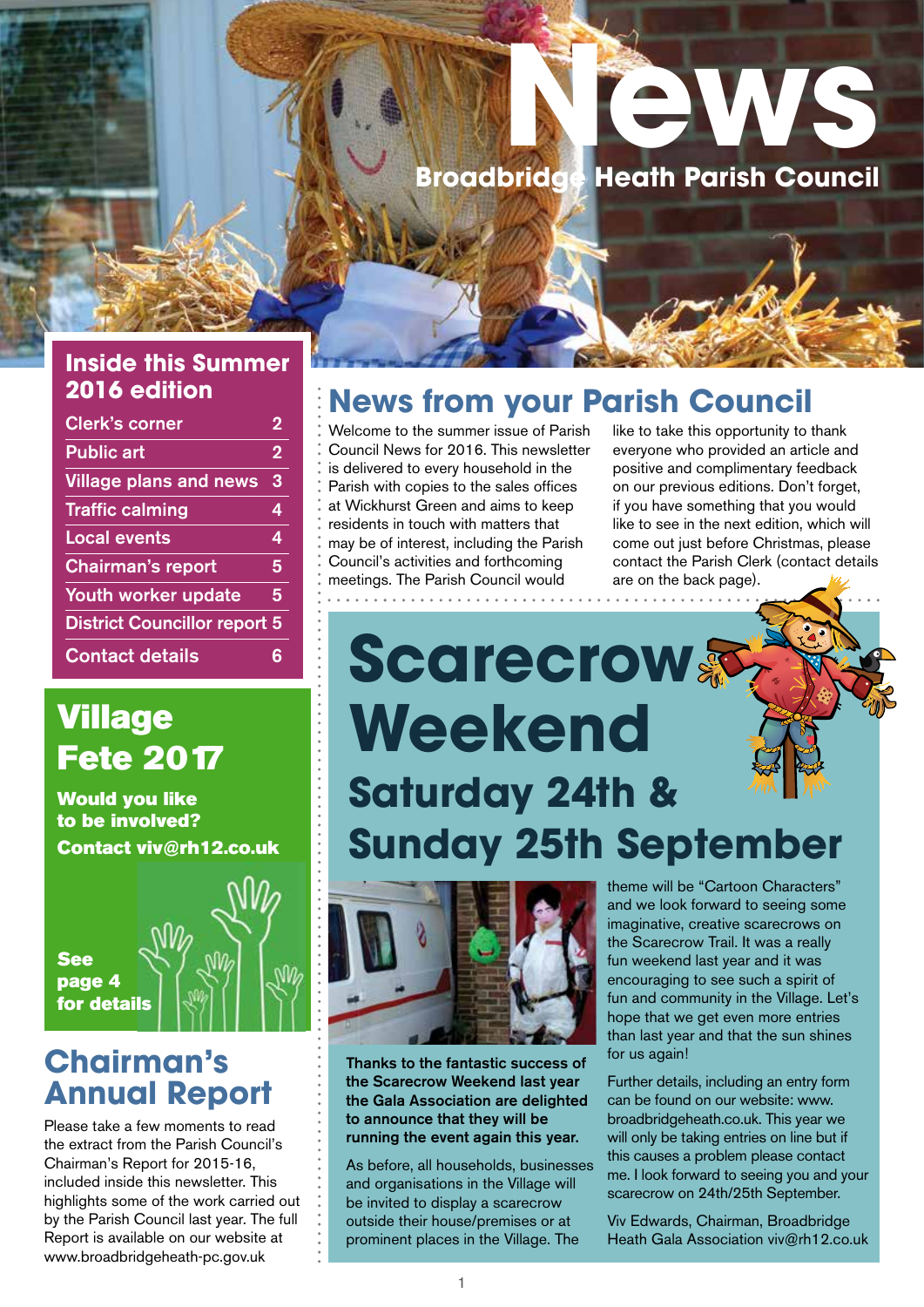# News

## Broadbridge Heath Parish Council

## Inside this Summer 2016 edition

| | |
|---|---|
| Clerk's corner | 2 |
| Public art | 2 |
| Village plans and news | 3 |
| Traffic calming | 4 |
| Local events | 4 |
| Chairman's report | 5 |
| Youth worker update | 5 |
| District Councillor report | 5 |
| Contact details | 6 |

## Village Fete 2017

**Would you like to be involved?**

**Contact viv@rh12.co.uk**

**See page 4 for details**

## Chairman's Annual Report

Please take a few moments to read the extract from the Parish Council's Chairman's Report for 2015-16, included inside this newsletter. This highlights some of the work carried out by the Parish Council last year. The full Report is available on our website at www.broadbridgeheath-pc.gov.uk

## News from your Parish Council

Welcome to the summer issue of Parish Council News for 2016. This newsletter is delivered to every household in the Parish with copies to the sales offices at Wickhurst Green and aims to keep residents in touch with matters that may be of interest, including the Parish Council's activities and forthcoming meetings. The Parish Council would like to take this opportunity to thank everyone who provided an article and positive and complimentary feedback on our previous editions. Don't forget, if you have something that you would like to see in the next edition, which will come out just before Christmas, please contact the Parish Clerk (contact details are on the back page).

# Scarecrow Weekend

## Saturday 24th & Sunday 25th September

**Thanks to the fantastic success of the Scarecrow Weekend last year the Gala Association are delighted to announce that they will be running the event again this year.**

As before, all households, businesses and organisations in the Village will be invited to display a scarecrow outside their house/premises or at prominent places in the Village. The theme will be "Cartoon Characters" and we look forward to seeing some imaginative, creative scarecrows on the Scarecrow Trail. It was a really fun weekend last year and it was encouraging to see such a spirit of fun and community in the Village. Let's hope that we get even more entries than last year and that the sun shines for us again!

Further details, including an entry form can be found on our website: www.broadbridgeheath.co.uk. This year we will only be taking entries on line but if this causes a problem please contact me. I look forward to seeing you and your scarecrow on 24th/25th September.

Viv Edwards, Chairman, Broadbridge Heath Gala Association viv@rh12.co.uk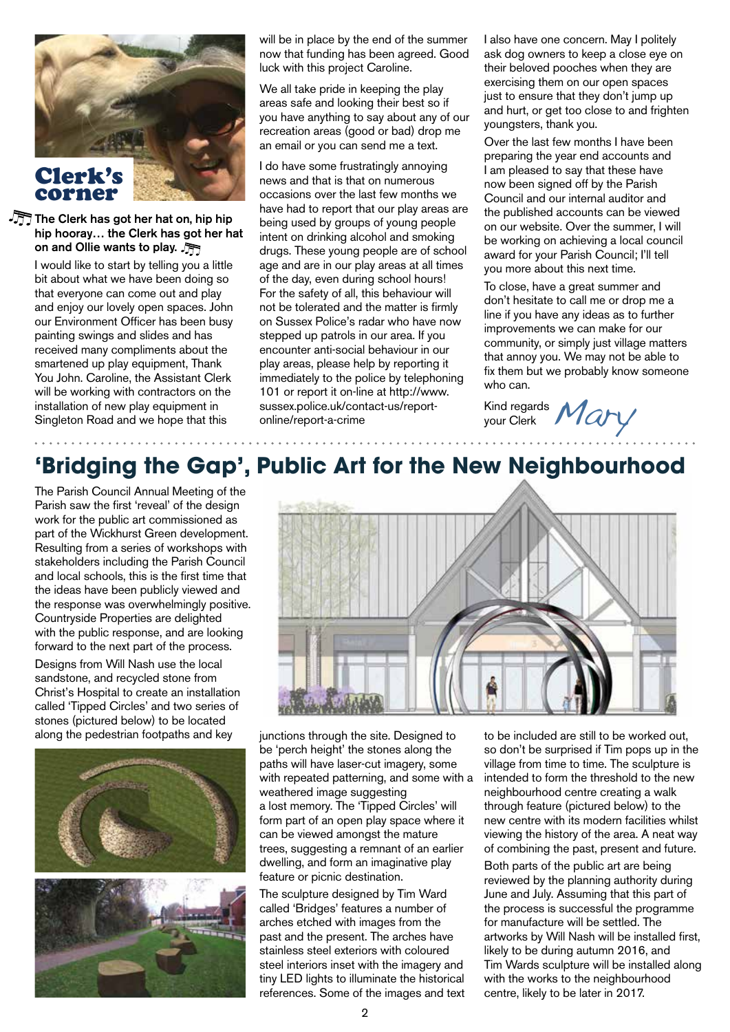## Clerk's corner

**♫ The Clerk has got her hat on, hip hip hip hooray… the Clerk has got her hat on and Ollie wants to play. ♫**

I would like to start by telling you a little bit about what we have been doing so that everyone can come out and play and enjoy our lovely open spaces. John our Environment Officer has been busy painting swings and slides and has received many compliments about the smartened up play equipment, Thank You John. Caroline, the Assistant Clerk will be working with contractors on the installation of new play equipment in Singleton Road and we hope that this will be in place by the end of the summer now that funding has been agreed. Good luck with this project Caroline.

We all take pride in keeping the play areas safe and looking their best so if you have anything to say about any of our recreation areas (good or bad) drop me an email or you can send me a text.

I do have some frustratingly annoying news and that is that on numerous occasions over the last few months we have had to report that our play areas are being used by groups of young people intent on drinking alcohol and smoking drugs. These young people are of school age and are in our play areas at all times of the day, even during school hours! For the safety of all, this behaviour will not be tolerated and the matter is firmly on Sussex Police's radar who have now stepped up patrols in our area. If you encounter anti-social behaviour in our play areas, please help by reporting it immediately to the police by telephoning 101 or report it on-line at http://www.sussex.police.uk/contact-us/report-online/report-a-crime

I also have one concern. May I politely ask dog owners to keep a close eye on their beloved pooches when they are exercising them on our open spaces just to ensure that they don't jump up and hurt, or get too close to and frighten youngsters, thank you.

Over the last few months I have been preparing the year end accounts and I am pleased to say that these have now been signed off by the Parish Council and our internal auditor and the published accounts can be viewed on our website. Over the summer, I will be working on achieving a local council award for your Parish Council; I'll tell you more about this next time.

To close, have a great summer and don't hesitate to call me or drop me a line if you have any ideas as to further improvements we can make for our community, or simply just village matters that annoy you. We may not be able to fix them but we probably know someone who can.

Kind regards
your Clerk *Mary*

# 'Bridging the Gap', Public Art for the New Neighbourhood

The Parish Council Annual Meeting of the Parish saw the first 'reveal' of the design work for the public art commissioned as part of the Wickhurst Green development. Resulting from a series of workshops with stakeholders including the Parish Council and local schools, this is the first time that the ideas have been publicly viewed and the response was overwhelmingly positive. Countryside Properties are delighted with the public response, and are looking forward to the next part of the process.

Designs from Will Nash use the local sandstone, and recycled stone from Christ's Hospital to create an installation called 'Tipped Circles' and two series of stones (pictured below) to be located along the pedestrian footpaths and key junctions through the site. Designed to be 'perch height' the stones along the paths will have laser-cut imagery, some with repeated patterning, and some with a weathered image suggesting a lost memory. The 'Tipped Circles' will form part of an open play space where it can be viewed amongst the mature trees, suggesting a remnant of an earlier dwelling, and form an imaginative play feature or picnic destination.

The sculpture designed by Tim Ward called 'Bridges' features a number of arches etched with images from the past and the present. The arches have stainless steel exteriors with coloured steel interiors inset with the imagery and tiny LED lights to illuminate the historical references. Some of the images and text to be included are still to be worked out, so don't be surprised if Tim pops up in the village from time to time. The sculpture is intended to form the threshold to the new neighbourhood centre creating a walk through feature (pictured below) to the new centre with its modern facilities whilst viewing the history of the area. A neat way of combining the past, present and future.

Both parts of the public art are being reviewed by the planning authority during June and July. Assuming that this part of the process is successful the programme for manufacture will be settled. The artworks by Will Nash will be installed first, likely to be during autumn 2016, and Tim Wards sculpture will be installed along with the works to the neighbourhood centre, likely to be later in 2017.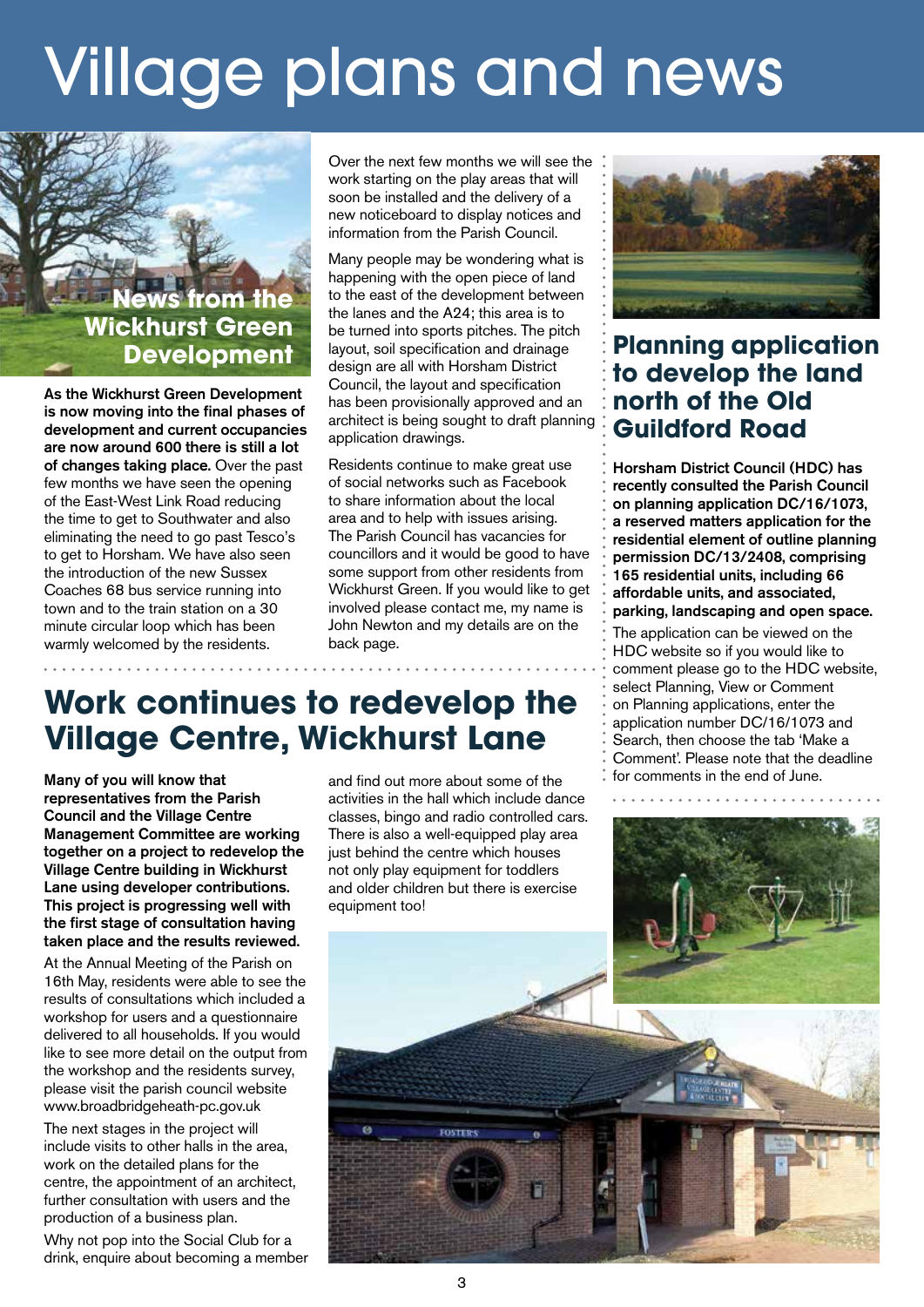# Village plans and news

## News from the Wickhurst Green Development

**As the Wickhurst Green Development is now moving into the final phases of development and current occupancies are now around 600 there is still a lot of changes taking place.** Over the past few months we have seen the opening of the East-West Link Road reducing the time to get to Southwater and also eliminating the need to go past Tesco's to get to Horsham. We have also seen the introduction of the new Sussex Coaches 68 bus service running into town and to the train station on a 30 minute circular loop which has been warmly welcomed by the residents.

Over the next few months we will see the work starting on the play areas that will soon be installed and the delivery of a new noticeboard to display notices and information from the Parish Council.

Many people may be wondering what is happening with the open piece of land to the east of the development between the lanes and the A24; this area is to be turned into sports pitches. The pitch layout, soil specification and drainage design are all with Horsham District Council, the layout and specification has been provisionally approved and an architect is being sought to draft planning application drawings.

Residents continue to make great use of social networks such as Facebook to share information about the local area and to help with issues arising. The Parish Council has vacancies for councillors and it would be good to have some support from other residents from Wickhurst Green. If you would like to get involved please contact me, my name is John Newton and my details are on the back page.

## Planning application to develop the land north of the Old Guildford Road

**Horsham District Council (HDC) has recently consulted the Parish Council on planning application DC/16/1073, a reserved matters application for the residential element of outline planning permission DC/13/2408, comprising 165 residential units, including 66 affordable units, and associated, parking, landscaping and open space.**

The application can be viewed on the HDC website so if you would like to comment please go to the HDC website, select Planning, View or Comment on Planning applications, enter the application number DC/16/1073 and Search, then choose the tab 'Make a Comment'. Please note that the deadline for comments in the end of June.

## Work continues to redevelop the Village Centre, Wickhurst Lane

**Many of you will know that representatives from the Parish Council and the Village Centre Management Committee are working together on a project to redevelop the Village Centre building in Wickhurst Lane using developer contributions. This project is progressing well with the first stage of consultation having taken place and the results reviewed.**

At the Annual Meeting of the Parish on 16th May, residents were able to see the results of consultations which included a workshop for users and a questionnaire delivered to all households. If you would like to see more detail on the output from the workshop and the residents survey, please visit the parish council website www.broadbridgeheath-pc.gov.uk

The next stages in the project will include visits to other halls in the area, work on the detailed plans for the centre, the appointment of an architect, further consultation with users and the production of a business plan.

Why not pop into the Social Club for a drink, enquire about becoming a member and find out more about some of the activities in the hall which include dance classes, bingo and radio controlled cars. There is also a well-equipped play area just behind the centre which houses not only play equipment for toddlers and older children but there is exercise equipment too!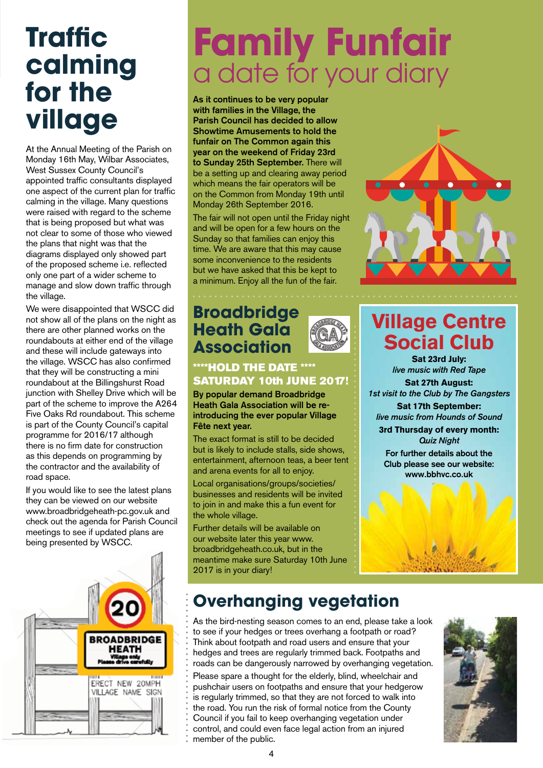# Traffic calming for the village

At the Annual Meeting of the Parish on Monday 16th May, Wilbar Associates, West Sussex County Council's appointed traffic consultants displayed one aspect of the current plan for traffic calming in the village. Many questions were raised with regard to the scheme that is being proposed but what was not clear to some of those who viewed the plans that night was that the diagrams displayed only showed part of the proposed scheme i.e. reflected only one part of a wider scheme to manage and slow down traffic through the village.

We were disappointed that WSCC did not show all of the plans on the night as there are other planned works on the roundabouts at either end of the village and these will include gateways into the village. WSCC has also confirmed that they will be constructing a mini roundabout at the Billingshurst Road junction with Shelley Drive which will be part of the scheme to improve the A264 Five Oaks Rd roundabout. This scheme is part of the County Council's capital programme for 2016/17 although there is no firm date for construction as this depends on programming by the contractor and the availability of road space.

If you would like to see the latest plans they can be viewed on our website www.broadbridgeheath-pc.gov.uk and check out the agenda for Parish Council meetings to see if updated plans are being presented by WSCC.

# Family Funfair
## a date for your diary

**As it continues to be very popular with families in the Village, the Parish Council has decided to allow Showtime Amusements to hold the funfair on The Common again this year on the weekend of Friday 23rd to Sunday 25th September.** There will be a setting up and clearing away period which means the fair operators will be on the Common from Monday 19th until Monday 26th September 2016.

The fair will not open until the Friday night and will be open for a few hours on the Sunday so that families can enjoy this time. We are aware that this may cause some inconvenience to the residents but we have asked that this be kept to a minimum. Enjoy all the fun of the fair.

# Broadbridge Heath Gala Association

**\*\*\*\*HOLD THE DATE \*\*\*\***
**SATURDAY 10th JUNE 2017!**

**By popular demand Broadbridge Heath Gala Association will be re-introducing the ever popular Village Fête next year.**

The exact format is still to be decided but is likely to include stalls, side shows, entertainment, afternoon teas, a beer tent and arena events for all to enjoy.

Local organisations/groups/societies/ businesses and residents will be invited to join in and make this a fun event for the whole village.

Further details will be available on our website later this year www.broadbridgeheath.co.uk, but in the meantime make sure Saturday 10th June 2017 is in your diary!

# Village Centre Social Club

**Sat 23rd July:**
*live music with Red Tape*

**Sat 27th August:**
*1st visit to the Club by The Gangsters*

**Sat 17th September:**
*live music from Hounds of Sound*

**3rd Thursday of every month:**
*Quiz Night*

**For further details about the Club please see our website: www.bbhvc.co.uk**

# Overhanging vegetation

As the bird-nesting season comes to an end, please take a look to see if your hedges or trees overhang a footpath or road? Think about footpath and road users and ensure that your hedges and trees are regularly trimmed back. Footpaths and roads can be dangerously narrowed by overhanging vegetation.

Please spare a thought for the elderly, blind, wheelchair and pushchair users on footpaths and ensure that your hedgerow is regularly trimmed, so that they are not forced to walk into the road. You run the risk of formal notice from the County Council if you fail to keep overhanging vegetation under control, and could even face legal action from an injured member of the public.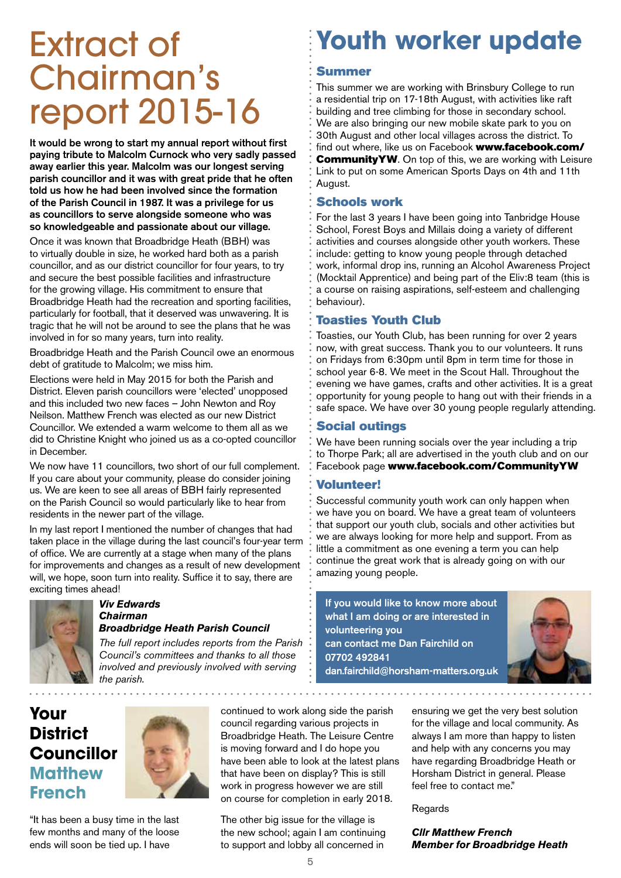# Extract of Chairman's report 2015-16

**It would be wrong to start my annual report without first paying tribute to Malcolm Curnock who very sadly passed away earlier this year. Malcolm was our longest serving parish councillor and it was with great pride that he often told us how he had been involved since the formation of the Parish Council in 1987. It was a privilege for us as councillors to serve alongside someone who was so knowledgeable and passionate about our village.**

Once it was known that Broadbridge Heath (BBH) was to virtually double in size, he worked hard both as a parish councillor, and as our district councillor for four years, to try and secure the best possible facilities and infrastructure for the growing village. His commitment to ensure that Broadbridge Heath had the recreation and sporting facilities, particularly for football, that it deserved was unwavering. It is tragic that he will not be around to see the plans that he was involved in for so many years, turn into reality.

Broadbridge Heath and the Parish Council owe an enormous debt of gratitude to Malcolm; we miss him.

Elections were held in May 2015 for both the Parish and District. Eleven parish councillors were 'elected' unopposed and this included two new faces – John Newton and Roy Neilson. Matthew French was elected as our new District Councillor. We extended a warm welcome to them all as we did to Christine Knight who joined us as a co-opted councillor in December.

We now have 11 councillors, two short of our full complement. If you care about your community, please do consider joining us. We are keen to see all areas of BBH fairly represented on the Parish Council so would particularly like to hear from residents in the newer part of the village.

In my last report I mentioned the number of changes that had taken place in the village during the last council's four-year term of office. We are currently at a stage when many of the plans for improvements and changes as a result of new development will, we hope, soon turn into reality. Suffice it to say, there are exciting times ahead!

***Viv Edwards***
***Chairman***
***Broadbridge Heath Parish Council***

*The full report includes reports from the Parish Council's committees and thanks to all those involved and previously involved with serving the parish.*

# Youth worker update

## Summer

This summer we are working with Brinsbury College to run a residential trip on 17-18th August, with activities like raft building and tree climbing for those in secondary school. We are also bringing our new mobile skate park to you on 30th August and other local villages across the district. To find out where, like us on Facebook **www.facebook.com/CommunityYW**. On top of this, we are working with Leisure Link to put on some American Sports Days on 4th and 11th August.

## Schools work

For the last 3 years I have been going into Tanbridge House School, Forest Boys and Millais doing a variety of different activities and courses alongside other youth workers. These include: getting to know young people through detached work, informal drop ins, running an Alcohol Awareness Project (Mocktail Apprentice) and being part of the Eliv:8 team (this is a course on raising aspirations, self-esteem and challenging behaviour).

## Toasties Youth Club

Toasties, our Youth Club, has been running for over 2 years now, with great success. Thank you to our volunteers. It runs on Fridays from 6:30pm until 8pm in term time for those in school year 6-8. We meet in the Scout Hall. Throughout the evening we have games, crafts and other activities. It is a great opportunity for young people to hang out with their friends in a safe space. We have over 30 young people regularly attending.

## Social outings

We have been running socials over the year including a trip to Thorpe Park; all are advertised in the youth club and on our Facebook page **www.facebook.com/CommunityYW**

## Volunteer!

Successful community youth work can only happen when we have you on board. We have a great team of volunteers that support our youth club, socials and other activities but we are always looking for more help and support. From as little a commitment as one evening a term you can help continue the great work that is already going on with our amazing young people.

**If you would like to know more about what I am doing or are interested in volunteering you can contact me Dan Fairchild on 07702 492841 dan.fairchild@horsham-matters.org.uk**

# Your District Councillor Matthew French

"It has been a busy time in the last few months and many of the loose ends will soon be tied up. I have continued to work along side the parish council regarding various projects in Broadbridge Heath. The Leisure Centre is moving forward and I do hope you have been able to look at the latest plans that have been on display? This is still work in progress however we are still on course for completion in early 2018.

The other big issue for the village is the new school; again I am continuing to support and lobby all concerned in ensuring we get the very best solution for the village and local community. As always I am more than happy to listen and help with any concerns you may have regarding Broadbridge Heath or Horsham District in general. Please feel free to contact me."

Regards

***Cllr Matthew French***
***Member for Broadbridge Heath***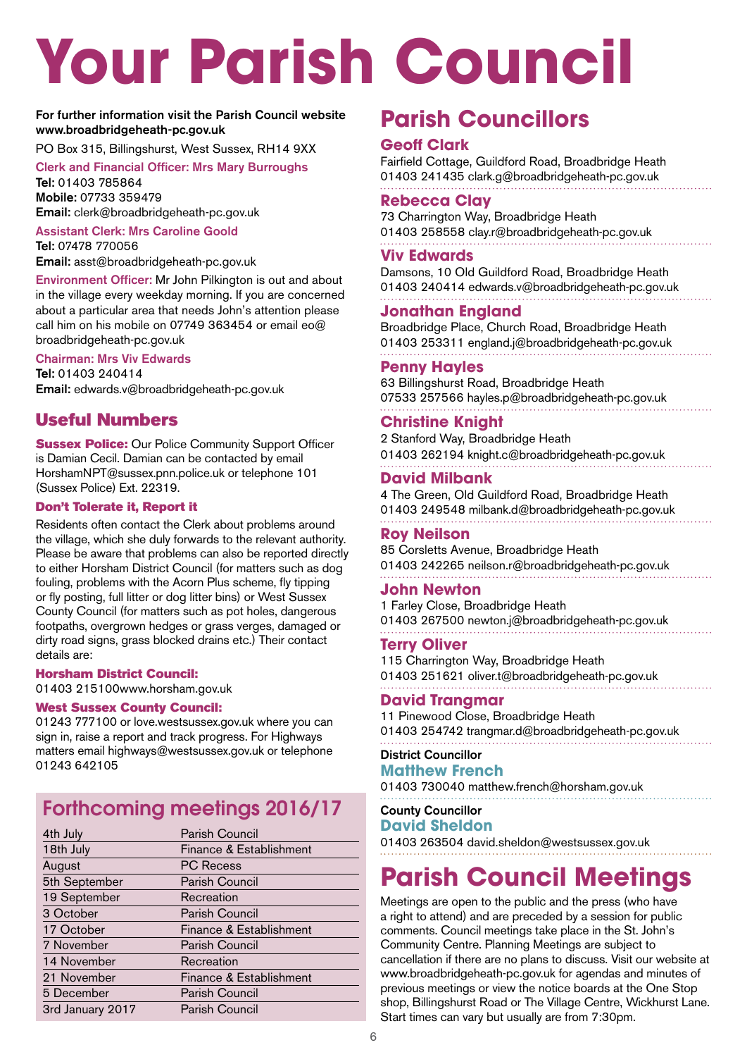# Your Parish Council

**For further information visit the Parish Council website www.broadbridgeheath-pc.gov.uk**

PO Box 315, Billingshurst, West Sussex, RH14 9XX

**Clerk and Financial Officer: Mrs Mary Burroughs**
**Tel:** 01403 785864
**Mobile:** 07733 359479
**Email:** clerk@broadbridgeheath-pc.gov.uk

**Assistant Clerk: Mrs Caroline Goold**
**Tel:** 07478 770056
**Email:** asst@broadbridgeheath-pc.gov.uk

**Environment Officer:** Mr John Pilkington is out and about in the village every weekday morning. If you are concerned about a particular area that needs John's attention please call him on his mobile on 07749 363454 or email eo@broadbridgeheath-pc.gov.uk

**Chairman: Mrs Viv Edwards**
**Tel:** 01403 240414
**Email:** edwards.v@broadbridgeheath-pc.gov.uk

## Useful Numbers

**Sussex Police:** Our Police Community Support Officer is Damian Cecil. Damian can be contacted by email HorshamNPT@sussex.pnn.police.uk or telephone 101 (Sussex Police) Ext. 22319.

### Don't Tolerate it, Report it

Residents often contact the Clerk about problems around the village, which she duly forwards to the relevant authority. Please be aware that problems can also be reported directly to either Horsham District Council (for matters such as dog fouling, problems with the Acorn Plus scheme, fly tipping or fly posting, full litter or dog litter bins) or West Sussex County Council (for matters such as pot holes, dangerous footpaths, overgrown hedges or grass verges, damaged or dirty road signs, grass blocked drains etc.) Their contact details are:

**Horsham District Council:**
01403 215100www.horsham.gov.uk

**West Sussex County Council:**
01243 777100 or love.westsussex.gov.uk where you can sign in, raise a report and track progress. For Highways matters email highways@westsussex.gov.uk or telephone 01243 642105

## Forthcoming meetings 2016/17

| | |
|---|---|
| 4th July | Parish Council |
| 18th July | Finance & Establishment |
| August | PC Recess |
| 5th September | Parish Council |
| 19 September | Recreation |
| 3 October | Parish Council |
| 17 October | Finance & Establishment |
| 7 November | Parish Council |
| 14 November | Recreation |
| 21 November | Finance & Establishment |
| 5 December | Parish Council |
| 3rd January 2017 | Parish Council |

## Parish Councillors

**Geoff Clark**
Fairfield Cottage, Guildford Road, Broadbridge Heath
01403 241435 clark.g@broadbridgeheath-pc.gov.uk

**Rebecca Clay**
73 Charrington Way, Broadbridge Heath
01403 258558 clay.r@broadbridgeheath-pc.gov.uk

**Viv Edwards**
Damsons, 10 Old Guildford Road, Broadbridge Heath
01403 240414 edwards.v@broadbridgeheath-pc.gov.uk

**Jonathan England**
Broadbridge Place, Church Road, Broadbridge Heath
01403 253311 england.j@broadbridgeheath-pc.gov.uk

**Penny Hayles**
63 Billingshurst Road, Broadbridge Heath
07533 257566 hayles.p@broadbridgeheath-pc.gov.uk

**Christine Knight**
2 Stanford Way, Broadbridge Heath
01403 262194 knight.c@broadbridgeheath-pc.gov.uk

**David Milbank**
4 The Green, Old Guildford Road, Broadbridge Heath
01403 249548 milbank.d@broadbridgeheath-pc.gov.uk

**Roy Neilson**
85 Corsletts Avenue, Broadbridge Heath
01403 242265 neilson.r@broadbridgeheath-pc.gov.uk

**John Newton**
1 Farley Close, Broadbridge Heath
01403 267500 newton.j@broadbridgeheath-pc.gov.uk

**Terry Oliver**
115 Charrington Way, Broadbridge Heath
01403 251621 oliver.t@broadbridgeheath-pc.gov.uk

**David Trangmar**
11 Pinewood Close, Broadbridge Heath
01403 254742 trangmar.d@broadbridgeheath-pc.gov.uk

District Councillor
**Matthew French**
01403 730040 matthew.french@horsham.gov.uk

County Councillor
**David Sheldon**
01403 263504 david.sheldon@westsussex.gov.uk

## Parish Council Meetings

Meetings are open to the public and the press (who have a right to attend) and are preceded by a session for public comments. Council meetings take place in the St. John's Community Centre. Planning Meetings are subject to cancellation if there are no plans to discuss. Visit our website at www.broadbridgeheath-pc.gov.uk for agendas and minutes of previous meetings or view the notice boards at the One Stop shop, Billingshurst Road or The Village Centre, Wickhurst Lane. Start times can vary but usually are from 7:30pm.